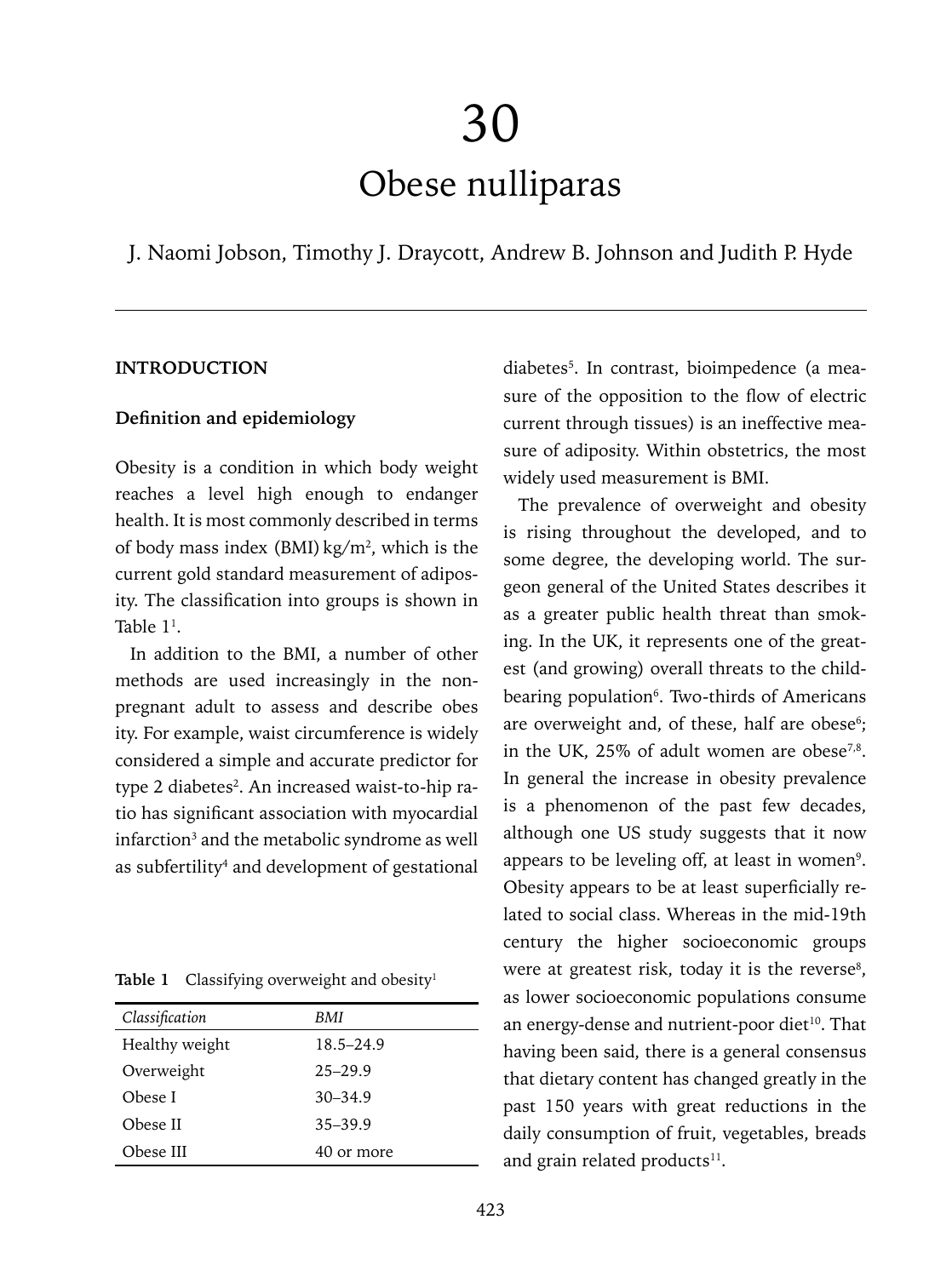# 30

# Obese nulliparas

J. Naomi Jobson, Timothy J. Draycott, Andrew B. Johnson and Judith P. Hyde

## INTRODUCTION

### Definition and epidemiology

Obesity is a condition in which body weight reaches a level high enough to endanger health. It is most commonly described in terms of body mass index (BMI) kg/m$^2$, which is the current gold standard measurement of adiposity. The classification into groups is shown in Table 1[1].

In addition to the BMI, a number of other methods are used increasingly in the non-pregnant adult to assess and describe obes ity. For example, waist circumference is widely considered a simple and accurate predictor for type 2 diabetes[2]. An increased waist-to-hip ratio has significant association with myocardial infarction[3] and the metabolic syndrome as well as subfertility[4] and development of gestational diabetes[5]. In contrast, bioimpedence (a measure of the opposition to the flow of electric current through tissues) is an ineffective measure of adiposity. Within obstetrics, the most widely used measurement is BMI.

**Table 1** Classifying overweight and obesity[1]

| *Classification* | *BMI* |
|---|---|
| Healthy weight | 18.5–24.9 |
| Overweight | 25–29.9 |
| Obese I | 30–34.9 |
| Obese II | 35–39.9 |
| Obese III | 40 or more |

The prevalence of overweight and obesity is rising throughout the developed, and to some degree, the developing world. The surgeon general of the United States describes it as a greater public health threat than smoking. In the UK, it represents one of the greatest (and growing) overall threats to the child-bearing population[6]. Two-thirds of Americans are overweight and, of these, half are obese[6]; in the UK, 25% of adult women are obese[7,8]. In general the increase in obesity prevalence is a phenomenon of the past few decades, although one US study suggests that it now appears to be leveling off, at least in women[9]. Obesity appears to be at least superficially related to social class. Whereas in the mid-19th century the higher socioeconomic groups were at greatest risk, today it is the reverse[8], as lower socioeconomic populations consume an energy-dense and nutrient-poor diet[10]. That having been said, there is a general consensus that dietary content has changed greatly in the past 150 years with great reductions in the daily consumption of fruit, vegetables, breads and grain related products[11].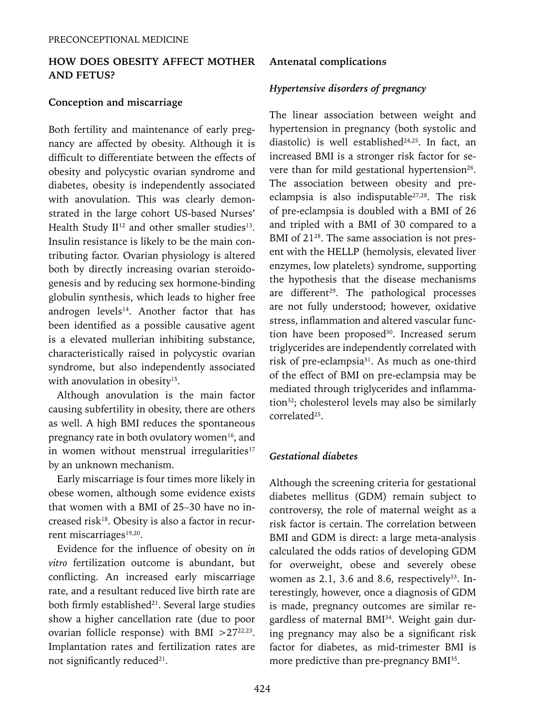## HOW DOES OBESITY AFFECT MOTHER AND FETUS?

### Conception and miscarriage

Both fertility and maintenance of early pregnancy are affected by obesity. Although it is difficult to differentiate between the effects of obesity and polycystic ovarian syndrome and diabetes, obesity is independently associated with anovulation. This was clearly demonstrated in the large cohort US-based Nurses' Health Study II[12] and other smaller studies[13]. Insulin resistance is likely to be the main contributing factor. Ovarian physiology is altered both by directly increasing ovarian steroidogenesis and by reducing sex hormone-binding globulin synthesis, which leads to higher free androgen levels[14]. Another factor that has been identified as a possible causative agent is a elevated mullerian inhibiting substance, characteristically raised in polycystic ovarian syndrome, but also independently associated with anovulation in obesity[15].

Although anovulation is the main factor causing subfertility in obesity, there are others as well. A high BMI reduces the spontaneous pregnancy rate in both ovulatory women[16], and in women without menstrual irregularities[17] by an unknown mechanism.

Early miscarriage is four times more likely in obese women, although some evidence exists that women with a BMI of 25–30 have no increased risk[18]. Obesity is also a factor in recurrent miscarriages[19,20].

Evidence for the influence of obesity on *in vitro* fertilization outcome is abundant, but conflicting. An increased early miscarriage rate, and a resultant reduced live birth rate are both firmly established[21]. Several large studies show a higher cancellation rate (due to poor ovarian follicle response) with BMI >27[22,23]. Implantation rates and fertilization rates are not significantly reduced[21].

### Antenatal complications

#### *Hypertensive disorders of pregnancy*

The linear association between weight and hypertension in pregnancy (both systolic and diastolic) is well established[24,25]. In fact, an increased BMI is a stronger risk factor for severe than for mild gestational hypertension[26]. The association between obesity and pre-eclampsia is also indisputable[27,28]. The risk of pre-eclampsia is doubled with a BMI of 26 and tripled with a BMI of 30 compared to a BMI of 21[28]. The same association is not present with the HELLP (hemolysis, elevated liver enzymes, low platelets) syndrome, supporting the hypothesis that the disease mechanisms are different[29]. The pathological processes are not fully understood; however, oxidative stress, inflammation and altered vascular function have been proposed[30]. Increased serum triglycerides are independently correlated with risk of pre-eclampsia[31]. As much as one-third of the effect of BMI on pre-eclampsia may be mediated through triglycerides and inflammation[32]; cholesterol levels may also be similarly correlated[25].

#### *Gestational diabetes*

Although the screening criteria for gestational diabetes mellitus (GDM) remain subject to controversy, the role of maternal weight as a risk factor is certain. The correlation between BMI and GDM is direct: a large meta-analysis calculated the odds ratios of developing GDM for overweight, obese and severely obese women as 2.1, 3.6 and 8.6, respectively[33]. Interestingly, however, once a diagnosis of GDM is made, pregnancy outcomes are similar regardless of maternal BMI[34]. Weight gain during pregnancy may also be a significant risk factor for diabetes, as mid-trimester BMI is more predictive than pre-pregnancy BMI[35].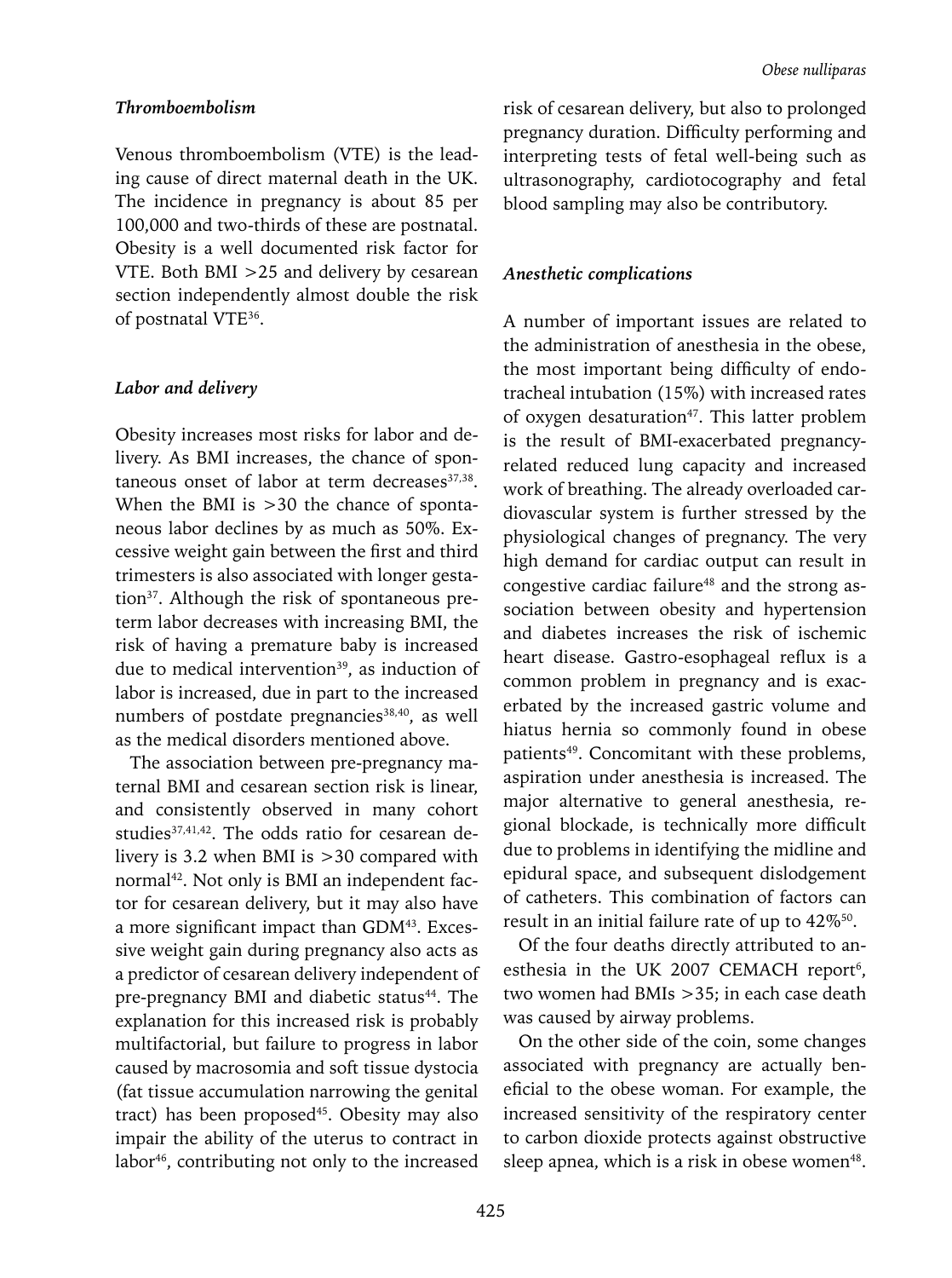### *Thromboembolism*

Venous thromboembolism (VTE) is the leading cause of direct maternal death in the UK. The incidence in pregnancy is about 85 per 100,000 and two-thirds of these are postnatal. Obesity is a well documented risk factor for VTE. Both BMI >25 and delivery by cesarean section independently almost double the risk of postnatal VTE[36].

### *Labor and delivery*

Obesity increases most risks for labor and delivery. As BMI increases, the chance of spontaneous onset of labor at term decreases[37,38]. When the BMI is >30 the chance of spontaneous labor declines by as much as 50%. Excessive weight gain between the first and third trimesters is also associated with longer gestation[37]. Although the risk of spontaneous preterm labor decreases with increasing BMI, the risk of having a premature baby is increased due to medical intervention[39], as induction of labor is increased, due in part to the increased numbers of postdate pregnancies[38,40], as well as the medical disorders mentioned above.

The association between pre-pregnancy maternal BMI and cesarean section risk is linear, and consistently observed in many cohort studies[37,41,42]. The odds ratio for cesarean delivery is 3.2 when BMI is >30 compared with normal[42]. Not only is BMI an independent factor for cesarean delivery, but it may also have a more significant impact than GDM[43]. Excessive weight gain during pregnancy also acts as a predictor of cesarean delivery independent of pre-pregnancy BMI and diabetic status[44]. The explanation for this increased risk is probably multifactorial, but failure to progress in labor caused by macrosomia and soft tissue dystocia (fat tissue accumulation narrowing the genital tract) has been proposed[45]. Obesity may also impair the ability of the uterus to contract in labor[46], contributing not only to the increased risk of cesarean delivery, but also to prolonged pregnancy duration. Difficulty performing and interpreting tests of fetal well-being such as ultrasonography, cardiotocography and fetal blood sampling may also be contributory.

### *Anesthetic complications*

A number of important issues are related to the administration of anesthesia in the obese, the most important being difficulty of endotracheal intubation (15%) with increased rates of oxygen desaturation[47]. This latter problem is the result of BMI-exacerbated pregnancy-related reduced lung capacity and increased work of breathing. The already overloaded cardiovascular system is further stressed by the physiological changes of pregnancy. The very high demand for cardiac output can result in congestive cardiac failure[48] and the strong association between obesity and hypertension and diabetes increases the risk of ischemic heart disease. Gastro-esophageal reflux is a common problem in pregnancy and is exacerbated by the increased gastric volume and hiatus hernia so commonly found in obese patients[49]. Concomitant with these problems, aspiration under anesthesia is increased. The major alternative to general anesthesia, regional blockade, is technically more difficult due to problems in identifying the midline and epidural space, and subsequent dislodgement of catheters. This combination of factors can result in an initial failure rate of up to 42%[50].

Of the four deaths directly attributed to anesthesia in the UK 2007 CEMACH report[6], two women had BMIs >35; in each case death was caused by airway problems.

On the other side of the coin, some changes associated with pregnancy are actually beneficial to the obese woman. For example, the increased sensitivity of the respiratory center to carbon dioxide protects against obstructive sleep apnea, which is a risk in obese women[48].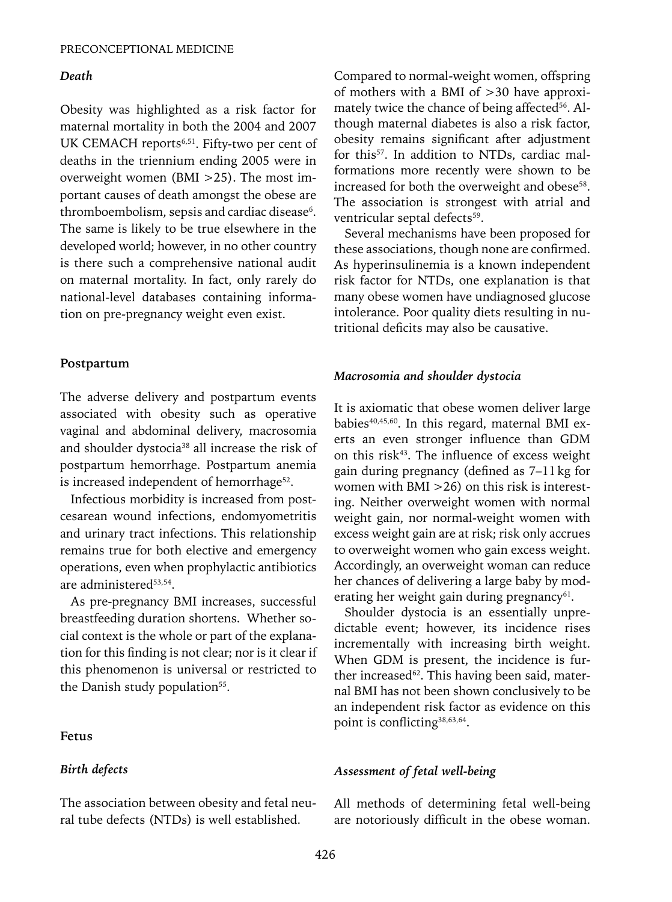### *Death*

Obesity was highlighted as a risk factor for maternal mortality in both the 2004 and 2007 UK CEMACH reports[6,51]. Fifty-two per cent of deaths in the triennium ending 2005 were in overweight women (BMI >25). The most important causes of death amongst the obese are thromboembolism, sepsis and cardiac disease[6]. The same is likely to be true elsewhere in the developed world; however, in no other country is there such a comprehensive national audit on maternal mortality. In fact, only rarely do national-level databases containing information on pre-pregnancy weight even exist.

## Postpartum

The adverse delivery and postpartum events associated with obesity such as operative vaginal and abdominal delivery, macrosomia and shoulder dystocia[38] all increase the risk of postpartum hemorrhage. Postpartum anemia is increased independent of hemorrhage[52].

Infectious morbidity is increased from post-cesarean wound infections, endomyometritis and urinary tract infections. This relationship remains true for both elective and emergency operations, even when prophylactic antibiotics are administered[53,54].

As pre-pregnancy BMI increases, successful breastfeeding duration shortens. Whether social context is the whole or part of the explanation for this finding is not clear; nor is it clear if this phenomenon is universal or restricted to the Danish study population[55].

## Fetus

### *Birth defects*

The association between obesity and fetal neural tube defects (NTDs) is well established. Compared to normal-weight women, offspring of mothers with a BMI of >30 have approximately twice the chance of being affected[56]. Although maternal diabetes is also a risk factor, obesity remains significant after adjustment for this[57]. In addition to NTDs, cardiac malformations more recently were shown to be increased for both the overweight and obese[58]. The association is strongest with atrial and ventricular septal defects[59].

Several mechanisms have been proposed for these associations, though none are confirmed. As hyperinsulinemia is a known independent risk factor for NTDs, one explanation is that many obese women have undiagnosed glucose intolerance. Poor quality diets resulting in nutritional deficits may also be causative.

### *Macrosomia and shoulder dystocia*

It is axiomatic that obese women deliver large babies[40,45,60]. In this regard, maternal BMI exerts an even stronger influence than GDM on this risk[43]. The influence of excess weight gain during pregnancy (defined as 7–11 kg for women with BMI >26) on this risk is interesting. Neither overweight women with normal weight gain, nor normal-weight women with excess weight gain are at risk; risk only accrues to overweight women who gain excess weight. Accordingly, an overweight woman can reduce her chances of delivering a large baby by moderating her weight gain during pregnancy[61].

Shoulder dystocia is an essentially unpredictable event; however, its incidence rises incrementally with increasing birth weight. When GDM is present, the incidence is further increased[62]. This having been said, maternal BMI has not been shown conclusively to be an independent risk factor as evidence on this point is conflicting[38,63,64].

### *Assessment of fetal well-being*

All methods of determining fetal well-being are notoriously difficult in the obese woman.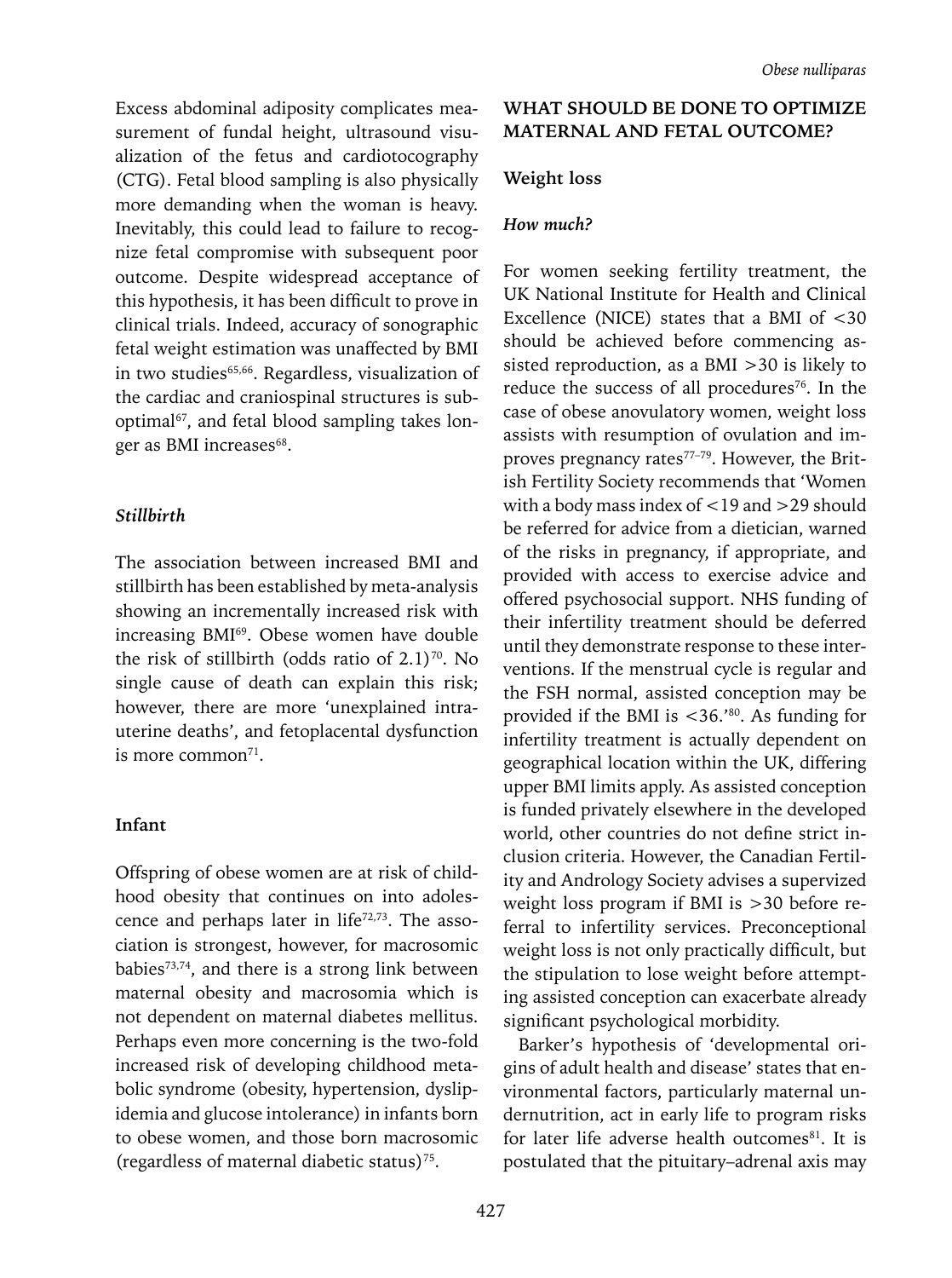Excess abdominal adiposity complicates measurement of fundal height, ultrasound visualization of the fetus and cardiotocography (CTG). Fetal blood sampling is also physically more demanding when the woman is heavy. Inevitably, this could lead to failure to recognize fetal compromise with subsequent poor outcome. Despite widespread acceptance of this hypothesis, it has been difficult to prove in clinical trials. Indeed, accuracy of sonographic fetal weight estimation was unaffected by BMI in two studies[65,66]. Regardless, visualization of the cardiac and craniospinal structures is suboptimal[67], and fetal blood sampling takes longer as BMI increases[68].

### *Stillbirth*

The association between increased BMI and stillbirth has been established by meta-analysis showing an incrementally increased risk with increasing BMI[69]. Obese women have double the risk of stillbirth (odds ratio of 2.1)[70]. No single cause of death can explain this risk; however, there are more 'unexplained intrauterine deaths', and fetoplacental dysfunction is more common[71].

## Infant

Offspring of obese women are at risk of childhood obesity that continues on into adolescence and perhaps later in life[72,73]. The association is strongest, however, for macrosomic babies[73,74], and there is a strong link between maternal obesity and macrosomia which is not dependent on maternal diabetes mellitus. Perhaps even more concerning is the two-fold increased risk of developing childhood metabolic syndrome (obesity, hypertension, dyslipidemia and glucose intolerance) in infants born to obese women, and those born macrosomic (regardless of maternal diabetic status)[75].

## WHAT SHOULD BE DONE TO OPTIMIZE MATERNAL AND FETAL OUTCOME?

### Weight loss

#### *How much?*

For women seeking fertility treatment, the UK National Institute for Health and Clinical Excellence (NICE) states that a BMI of <30 should be achieved before commencing assisted reproduction, as a BMI >30 is likely to reduce the success of all procedures[76]. In the case of obese anovulatory women, weight loss assists with resumption of ovulation and improves pregnancy rates[77–79]. However, the British Fertility Society recommends that 'Women with a body mass index of <19 and >29 should be referred for advice from a dietician, warned of the risks in pregnancy, if appropriate, and provided with access to exercise advice and offered psychosocial support. NHS funding of their infertility treatment should be deferred until they demonstrate response to these interventions. If the menstrual cycle is regular and the FSH normal, assisted conception may be provided if the BMI is <36.'[80]. As funding for infertility treatment is actually dependent on geographical location within the UK, differing upper BMI limits apply. As assisted conception is funded privately elsewhere in the developed world, other countries do not define strict inclusion criteria. However, the Canadian Fertility and Andrology Society advises a supervized weight loss program if BMI is >30 before referral to infertility services. Preconceptional weight loss is not only practically difficult, but the stipulation to lose weight before attempting assisted conception can exacerbate already significant psychological morbidity.

Barker's hypothesis of 'developmental origins of adult health and disease' states that environmental factors, particularly maternal undernutrition, act in early life to program risks for later life adverse health outcomes[81]. It is postulated that the pituitary–adrenal axis may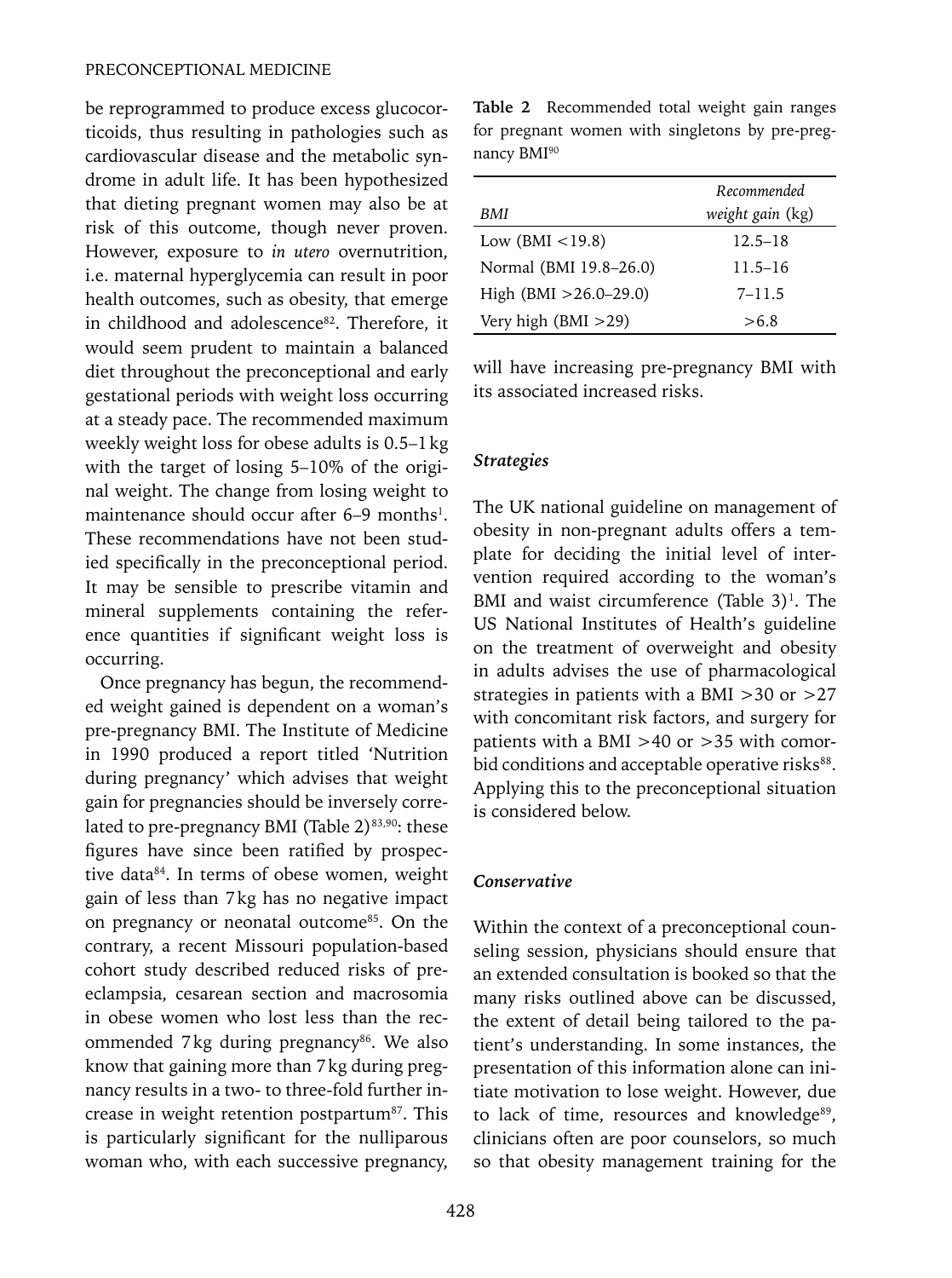be reprogrammed to produce excess glucocorticoids, thus resulting in pathologies such as cardiovascular disease and the metabolic syndrome in adult life. It has been hypothesized that dieting pregnant women may also be at risk of this outcome, though never proven. However, exposure to *in utero* overnutrition, i.e. maternal hyperglycemia can result in poor health outcomes, such as obesity, that emerge in childhood and adolescence[82]. Therefore, it would seem prudent to maintain a balanced diet throughout the preconceptional and early gestational periods with weight loss occurring at a steady pace. The recommended maximum weekly weight loss for obese adults is 0.5–1 kg with the target of losing 5–10% of the original weight. The change from losing weight to maintenance should occur after 6–9 months[1]. These recommendations have not been studied specifically in the preconceptional period. It may be sensible to prescribe vitamin and mineral supplements containing the reference quantities if significant weight loss is occurring.

Once pregnancy has begun, the recommended weight gained is dependent on a woman's pre-pregnancy BMI. The Institute of Medicine in 1990 produced a report titled 'Nutrition during pregnancy' which advises that weight gain for pregnancies should be inversely correlated to pre-pregnancy BMI (Table 2)[83,90]: these figures have since been ratified by prospective data[84]. In terms of obese women, weight gain of less than 7 kg has no negative impact on pregnancy or neonatal outcome[85]. On the contrary, a recent Missouri population-based cohort study described reduced risks of pre-eclampsia, cesarean section and macrosomia in obese women who lost less than the recommended 7 kg during pregnancy[86]. We also know that gaining more than 7 kg during pregnancy results in a two- to three-fold further increase in weight retention postpartum[87]. This is particularly significant for the nulliparous woman who, with each successive pregnancy, will have increasing pre-pregnancy BMI with its associated increased risks.

**Table 2** Recommended total weight gain ranges for pregnant women with singletons by pre-pregnancy BMI[90]

| *BMI* | *Recommended weight gain* (kg) |
|---|---|
| Low (BMI <19.8) | 12.5–18 |
| Normal (BMI 19.8–26.0) | 11.5–16 |
| High (BMI >26.0–29.0) | 7–11.5 |
| Very high (BMI >29) | >6.8 |

### *Strategies*

The UK national guideline on management of obesity in non-pregnant adults offers a template for deciding the initial level of intervention required according to the woman's BMI and waist circumference (Table 3)[1]. The US National Institutes of Health's guideline on the treatment of overweight and obesity in adults advises the use of pharmacological strategies in patients with a BMI >30 or >27 with concomitant risk factors, and surgery for patients with a BMI >40 or >35 with comorbid conditions and acceptable operative risks[88]. Applying this to the preconceptional situation is considered below.

### *Conservative*

Within the context of a preconceptional counseling session, physicians should ensure that an extended consultation is booked so that the many risks outlined above can be discussed, the extent of detail being tailored to the patient's understanding. In some instances, the presentation of this information alone can initiate motivation to lose weight. However, due to lack of time, resources and knowledge[89], clinicians often are poor counselors, so much so that obesity management training for the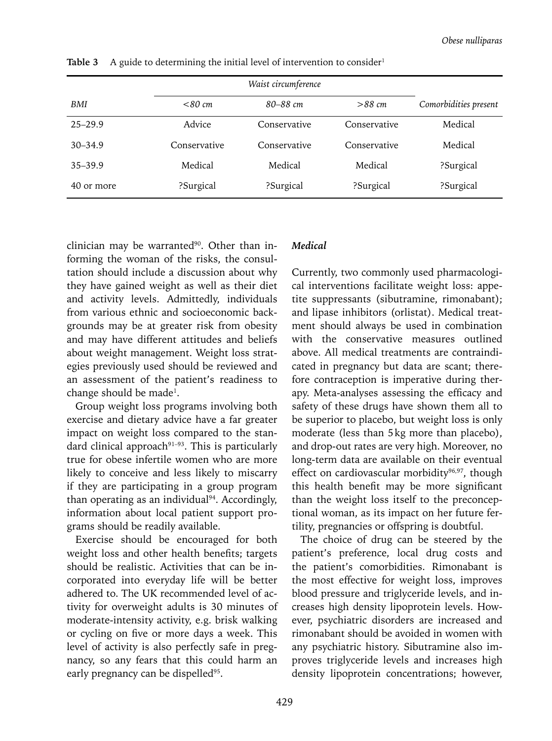**Table 3** A guide to determining the initial level of intervention to consider[1]

| | Waist circumference | | | |
|---|---|---|---|---|
| *BMI* | *<80 cm* | *80–88 cm* | *>88 cm* | *Comorbidities present* |
| 25–29.9 | Advice | Conservative | Conservative | Medical |
| 30–34.9 | Conservative | Conservative | Conservative | Medical |
| 35–39.9 | Medical | Medical | Medical | ?Surgical |
| 40 or more | ?Surgical | ?Surgical | ?Surgical | ?Surgical |

clinician may be warranted[90]. Other than informing the woman of the risks, the consultation should include a discussion about why they have gained weight as well as their diet and activity levels. Admittedly, individuals from various ethnic and socioeconomic backgrounds may be at greater risk from obesity and may have different attitudes and beliefs about weight management. Weight loss strategies previously used should be reviewed and an assessment of the patient's readiness to change should be made[1].

Group weight loss programs involving both exercise and dietary advice have a far greater impact on weight loss compared to the standard clinical approach[91–93]. This is particularly true for obese infertile women who are more likely to conceive and less likely to miscarry if they are participating in a group program than operating as an individual[94]. Accordingly, information about local patient support programs should be readily available.

Exercise should be encouraged for both weight loss and other health benefits; targets should be realistic. Activities that can be incorporated into everyday life will be better adhered to. The UK recommended level of activity for overweight adults is 30 minutes of moderate-intensity activity, e.g. brisk walking or cycling on five or more days a week. This level of activity is also perfectly safe in pregnancy, so any fears that this could harm an early pregnancy can be dispelled[95].

### *Medical*

Currently, two commonly used pharmacological interventions facilitate weight loss: appetite suppressants (sibutramine, rimonabant); and lipase inhibitors (orlistat). Medical treatment should always be used in combination with the conservative measures outlined above. All medical treatments are contraindicated in pregnancy but data are scant; therefore contraception is imperative during therapy. Meta-analyses assessing the efficacy and safety of these drugs have shown them all to be superior to placebo, but weight loss is only moderate (less than 5 kg more than placebo), and drop-out rates are very high. Moreover, no long-term data are available on their eventual effect on cardiovascular morbidity[96,97], though this health benefit may be more significant than the weight loss itself to the preconceptional woman, as its impact on her future fertility, pregnancies or offspring is doubtful.

The choice of drug can be steered by the patient's preference, local drug costs and the patient's comorbidities. Rimonabant is the most effective for weight loss, improves blood pressure and triglyceride levels, and increases high density lipoprotein levels. However, psychiatric disorders are increased and rimonabant should be avoided in women with any psychiatric history. Sibutramine also improves triglyceride levels and increases high density lipoprotein concentrations; however,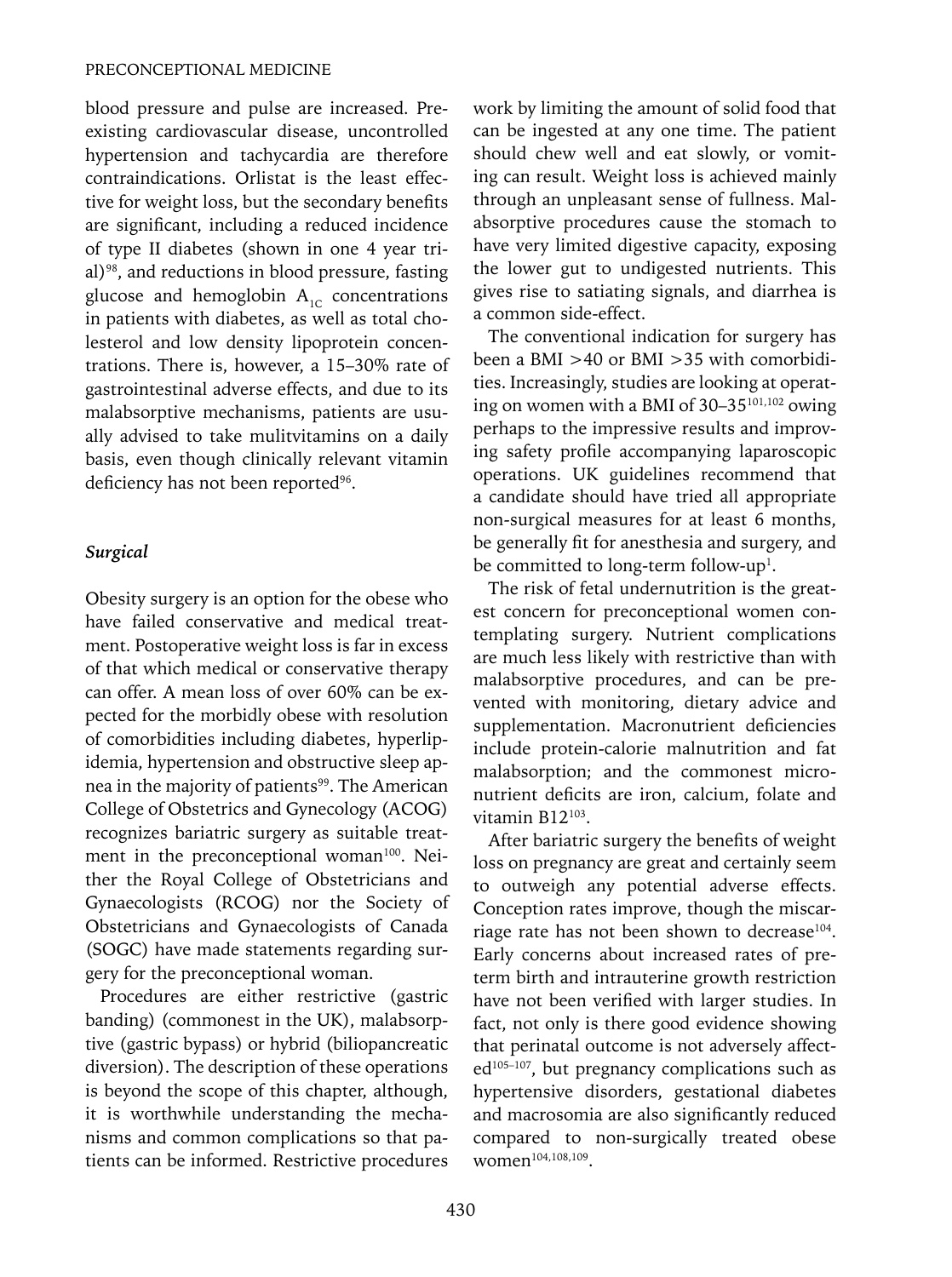blood pressure and pulse are increased. Preexisting cardiovascular disease, uncontrolled hypertension and tachycardia are therefore contraindications. Orlistat is the least effective for weight loss, but the secondary benefits are significant, including a reduced incidence of type II diabetes (shown in one 4 year trial)[98], and reductions in blood pressure, fasting glucose and hemoglobin $A_{1C}$ concentrations in patients with diabetes, as well as total cholesterol and low density lipoprotein concentrations. There is, however, a 15–30% rate of gastrointestinal adverse effects, and due to its malabsorptive mechanisms, patients are usually advised to take mulitvitamins on a daily basis, even though clinically relevant vitamin deficiency has not been reported[96].

### *Surgical*

Obesity surgery is an option for the obese who have failed conservative and medical treatment. Postoperative weight loss is far in excess of that which medical or conservative therapy can offer. A mean loss of over 60% can be expected for the morbidly obese with resolution of comorbidities including diabetes, hyperlipidemia, hypertension and obstructive sleep apnea in the majority of patients[99]. The American College of Obstetrics and Gynecology (ACOG) recognizes bariatric surgery as suitable treatment in the preconceptional woman[100]. Neither the Royal College of Obstetricians and Gynaecologists (RCOG) nor the Society of Obstetricians and Gynaecologists of Canada (SOGC) have made statements regarding surgery for the preconceptional woman.

Procedures are either restrictive (gastric banding) (commonest in the UK), malabsorptive (gastric bypass) or hybrid (biliopancreatic diversion). The description of these operations is beyond the scope of this chapter, although, it is worthwhile understanding the mechanisms and common complications so that patients can be informed. Restrictive procedures work by limiting the amount of solid food that can be ingested at any one time. The patient should chew well and eat slowly, or vomiting can result. Weight loss is achieved mainly through an unpleasant sense of fullness. Malabsorptive procedures cause the stomach to have very limited digestive capacity, exposing the lower gut to undigested nutrients. This gives rise to satiating signals, and diarrhea is a common side-effect.

The conventional indication for surgery has been a BMI >40 or BMI >35 with comorbidities. Increasingly, studies are looking at operating on women with a BMI of 30–35[101,102] owing perhaps to the impressive results and improving safety profile accompanying laparoscopic operations. UK guidelines recommend that a candidate should have tried all appropriate non-surgical measures for at least 6 months, be generally fit for anesthesia and surgery, and be committed to long-term follow-up[1].

The risk of fetal undernutrition is the greatest concern for preconceptional women contemplating surgery. Nutrient complications are much less likely with restrictive than with malabsorptive procedures, and can be prevented with monitoring, dietary advice and supplementation. Macronutrient deficiencies include protein-calorie malnutrition and fat malabsorption; and the commonest micronutrient deficits are iron, calcium, folate and vitamin B12[103].

After bariatric surgery the benefits of weight loss on pregnancy are great and certainly seem to outweigh any potential adverse effects. Conception rates improve, though the miscarriage rate has not been shown to decrease[104]. Early concerns about increased rates of preterm birth and intrauterine growth restriction have not been verified with larger studies. In fact, not only is there good evidence showing that perinatal outcome is not adversely affected[105–107], but pregnancy complications such as hypertensive disorders, gestational diabetes and macrosomia are also significantly reduced compared to non-surgically treated obese women[104,108,109].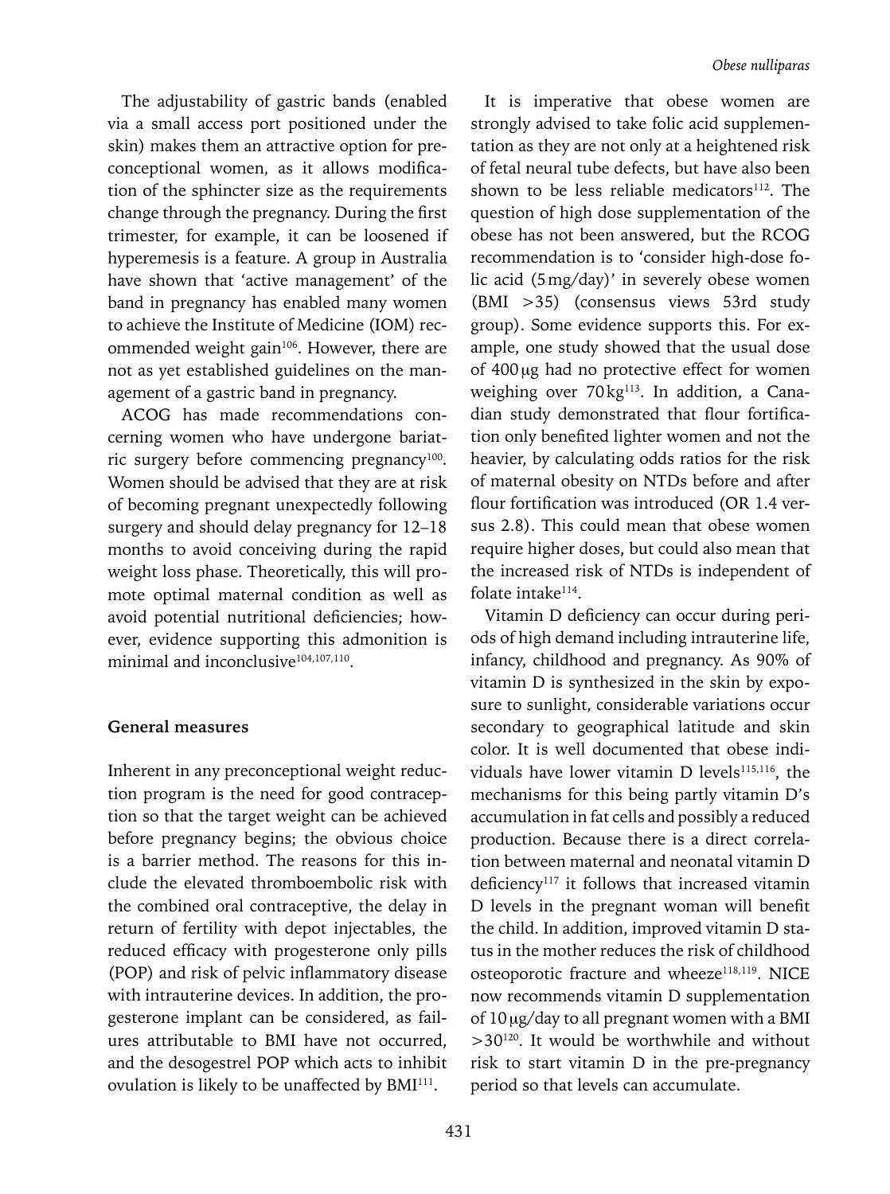The adjustability of gastric bands (enabled via a small access port positioned under the skin) makes them an attractive option for preconceptional women, as it allows modification of the sphincter size as the requirements change through the pregnancy. During the first trimester, for example, it can be loosened if hyperemesis is a feature. A group in Australia have shown that 'active management' of the band in pregnancy has enabled many women to achieve the Institute of Medicine (IOM) recommended weight gain[106]. However, there are not as yet established guidelines on the management of a gastric band in pregnancy.

ACOG has made recommendations concerning women who have undergone bariatric surgery before commencing pregnancy[100]. Women should be advised that they are at risk of becoming pregnant unexpectedly following surgery and should delay pregnancy for 12–18 months to avoid conceiving during the rapid weight loss phase. Theoretically, this will promote optimal maternal condition as well as avoid potential nutritional deficiencies; however, evidence supporting this admonition is minimal and inconclusive[104,107,110].

## General measures

Inherent in any preconceptional weight reduction program is the need for good contraception so that the target weight can be achieved before pregnancy begins; the obvious choice is a barrier method. The reasons for this include the elevated thromboembolic risk with the combined oral contraceptive, the delay in return of fertility with depot injectables, the reduced efficacy with progesterone only pills (POP) and risk of pelvic inflammatory disease with intrauterine devices. In addition, the progesterone implant can be considered, as failures attributable to BMI have not occurred, and the desogestrel POP which acts to inhibit ovulation is likely to be unaffected by BMI[111].

It is imperative that obese women are strongly advised to take folic acid supplementation as they are not only at a heightened risk of fetal neural tube defects, but have also been shown to be less reliable medicators[112]. The question of high dose supplementation of the obese has not been answered, but the RCOG recommendation is to 'consider high-dose folic acid (5 mg/day)' in severely obese women (BMI >35) (consensus views 53rd study group). Some evidence supports this. For example, one study showed that the usual dose of 400 μg had no protective effect for women weighing over 70 kg[113]. In addition, a Canadian study demonstrated that flour fortification only benefited lighter women and not the heavier, by calculating odds ratios for the risk of maternal obesity on NTDs before and after flour fortification was introduced (OR 1.4 versus 2.8). This could mean that obese women require higher doses, but could also mean that the increased risk of NTDs is independent of folate intake[114].

Vitamin D deficiency can occur during periods of high demand including intrauterine life, infancy, childhood and pregnancy. As 90% of vitamin D is synthesized in the skin by exposure to sunlight, considerable variations occur secondary to geographical latitude and skin color. It is well documented that obese individuals have lower vitamin D levels[115,116], the mechanisms for this being partly vitamin D's accumulation in fat cells and possibly a reduced production. Because there is a direct correlation between maternal and neonatal vitamin D deficiency[117] it follows that increased vitamin D levels in the pregnant woman will benefit the child. In addition, improved vitamin D status in the mother reduces the risk of childhood osteoporotic fracture and wheeze[118,119]. NICE now recommends vitamin D supplementation of 10 μg/day to all pregnant women with a BMI >30[120]. It would be worthwhile and without risk to start vitamin D in the pre-pregnancy period so that levels can accumulate.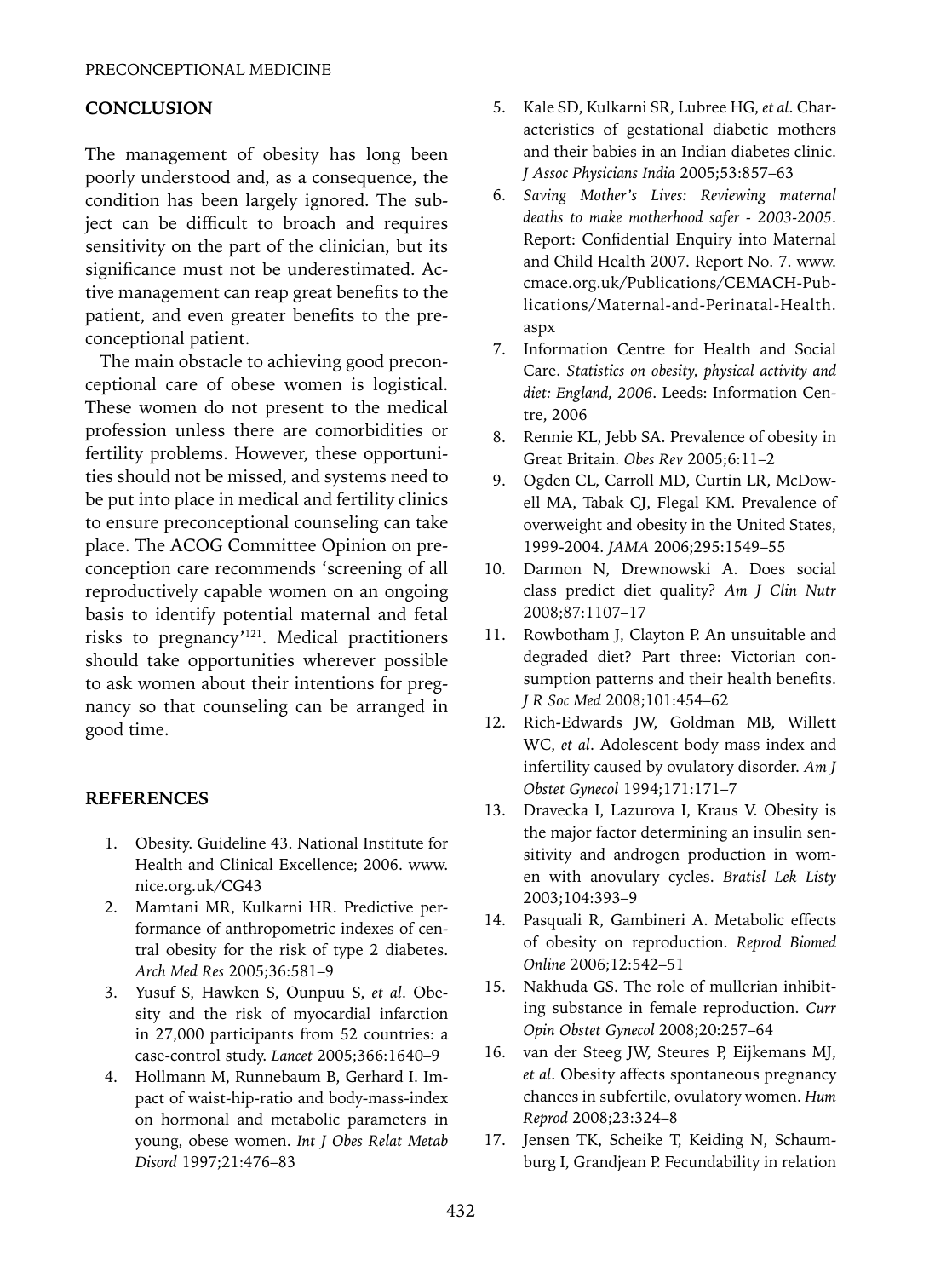## CONCLUSION

The management of obesity has long been poorly understood and, as a consequence, the condition has been largely ignored. The subject can be difficult to broach and requires sensitivity on the part of the clinician, but its significance must not be underestimated. Active management can reap great benefits to the patient, and even greater benefits to the preconceptional patient.

The main obstacle to achieving good preconceptional care of obese women is logistical. These women do not present to the medical profession unless there are comorbidities or fertility problems. However, these opportunities should not be missed, and systems need to be put into place in medical and fertility clinics to ensure preconceptional counseling can take place. The ACOG Committee Opinion on preconception care recommends 'screening of all reproductively capable women on an ongoing basis to identify potential maternal and fetal risks to pregnancy'[121]. Medical practitioners should take opportunities wherever possible to ask women about their intentions for pregnancy so that counseling can be arranged in good time.

## REFERENCES

1. Obesity. Guideline 43. National Institute for Health and Clinical Excellence; 2006. www.nice.org.uk/CG43
2. Mamtani MR, Kulkarni HR. Predictive performance of anthropometric indexes of central obesity for the risk of type 2 diabetes. *Arch Med Res* 2005;36:581–9
3. Yusuf S, Hawken S, Ounpuu S, *et al*. Obesity and the risk of myocardial infarction in 27,000 participants from 52 countries: a case-control study. *Lancet* 2005;366:1640–9
4. Hollmann M, Runnebaum B, Gerhard I. Impact of waist-hip-ratio and body-mass-index on hormonal and metabolic parameters in young, obese women. *Int J Obes Relat Metab Disord* 1997;21:476–83
5. Kale SD, Kulkarni SR, Lubree HG, *et al*. Characteristics of gestational diabetic mothers and their babies in an Indian diabetes clinic. *J Assoc Physicians India* 2005;53:857–63
6. *Saving Mother's Lives: Reviewing maternal deaths to make motherhood safer - 2003-2005*. Report: Confidential Enquiry into Maternal and Child Health 2007. Report No. 7. www.cmace.org.uk/Publications/CEMACH-Publications/Maternal-and-Perinatal-Health.aspx
7. Information Centre for Health and Social Care. *Statistics on obesity, physical activity and diet: England, 2006*. Leeds: Information Centre, 2006
8. Rennie KL, Jebb SA. Prevalence of obesity in Great Britain. *Obes Rev* 2005;6:11–2
9. Ogden CL, Carroll MD, Curtin LR, McDowell MA, Tabak CJ, Flegal KM. Prevalence of overweight and obesity in the United States, 1999-2004. *JAMA* 2006;295:1549–55
10. Darmon N, Drewnowski A. Does social class predict diet quality? *Am J Clin Nutr* 2008;87:1107–17
11. Rowbotham J, Clayton P. An unsuitable and degraded diet? Part three: Victorian consumption patterns and their health benefits. *J R Soc Med* 2008;101:454–62
12. Rich-Edwards JW, Goldman MB, Willett WC, *et al*. Adolescent body mass index and infertility caused by ovulatory disorder. *Am J Obstet Gynecol* 1994;171:171–7
13. Dravecka I, Lazurova I, Kraus V. Obesity is the major factor determining an insulin sensitivity and androgen production in women with anovulary cycles. *Bratisl Lek Listy* 2003;104:393–9
14. Pasquali R, Gambineri A. Metabolic effects of obesity on reproduction. *Reprod Biomed Online* 2006;12:542–51
15. Nakhuda GS. The role of mullerian inhibiting substance in female reproduction. *Curr Opin Obstet Gynecol* 2008;20:257–64
16. van der Steeg JW, Steures P, Eijkemans MJ, *et al*. Obesity affects spontaneous pregnancy chances in subfertile, ovulatory women. *Hum Reprod* 2008;23:324–8
17. Jensen TK, Scheike T, Keiding N, Schaumburg I, Grandjean P. Fecundability in relation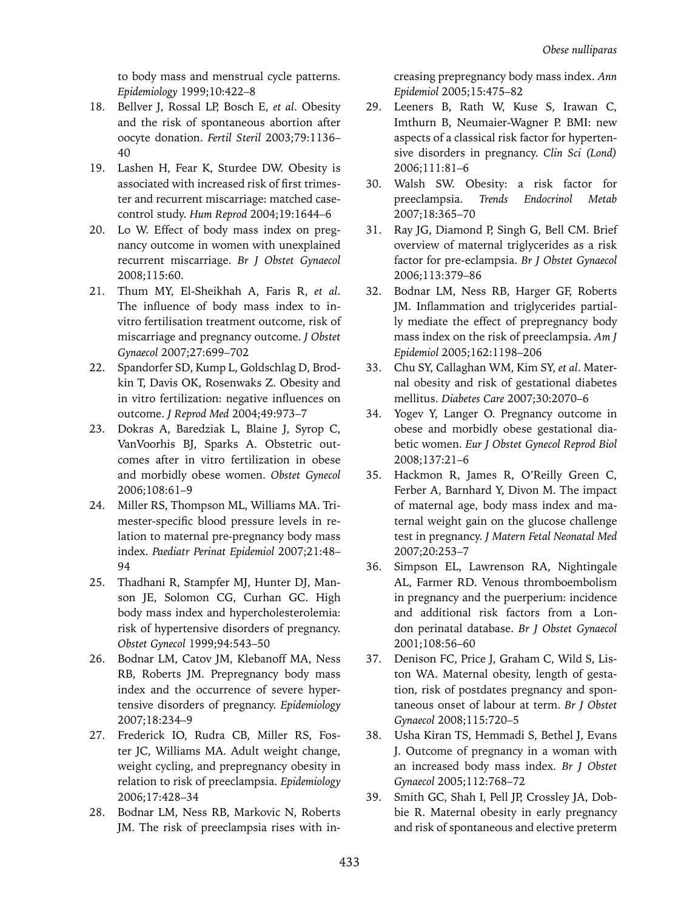to body mass and menstrual cycle patterns. *Epidemiology* 1999;10:422–8

18. Bellver J, Rossal LP, Bosch E, *et al*. Obesity and the risk of spontaneous abortion after oocyte donation. *Fertil Steril* 2003;79:1136–40
19. Lashen H, Fear K, Sturdee DW. Obesity is associated with increased risk of first trimester and recurrent miscarriage: matched case-control study. *Hum Reprod* 2004;19:1644–6
20. Lo W. Effect of body mass index on pregnancy outcome in women with unexplained recurrent miscarriage. *Br J Obstet Gynaecol* 2008;115:60.
21. Thum MY, El-Sheikhah A, Faris R, *et al*. The influence of body mass index to in-vitro fertilisation treatment outcome, risk of miscarriage and pregnancy outcome. *J Obstet Gynaecol* 2007;27:699–702
22. Spandorfer SD, Kump L, Goldschlag D, Brodkin T, Davis OK, Rosenwaks Z. Obesity and in vitro fertilization: negative influences on outcome. *J Reprod Med* 2004;49:973–7
23. Dokras A, Baredziak L, Blaine J, Syrop C, VanVoorhis BJ, Sparks A. Obstetric outcomes after in vitro fertilization in obese and morbidly obese women. *Obstet Gynecol* 2006;108:61–9
24. Miller RS, Thompson ML, Williams MA. Trimester-specific blood pressure levels in relation to maternal pre-pregnancy body mass index. *Paediatr Perinat Epidemiol* 2007;21:48–94
25. Thadhani R, Stampfer MJ, Hunter DJ, Manson JE, Solomon CG, Curhan GC. High body mass index and hypercholesterolemia: risk of hypertensive disorders of pregnancy. *Obstet Gynecol* 1999;94:543–50
26. Bodnar LM, Catov JM, Klebanoff MA, Ness RB, Roberts JM. Prepregnancy body mass index and the occurrence of severe hypertensive disorders of pregnancy. *Epidemiology* 2007;18:234–9
27. Frederick IO, Rudra CB, Miller RS, Foster JC, Williams MA. Adult weight change, weight cycling, and prepregnancy obesity in relation to risk of preeclampsia. *Epidemiology* 2006;17:428–34
28. Bodnar LM, Ness RB, Markovic N, Roberts JM. The risk of preeclampsia rises with increasing prepregnancy body mass index. *Ann Epidemiol* 2005;15:475–82
29. Leeners B, Rath W, Kuse S, Irawan C, Imthurn B, Neumaier-Wagner P. BMI: new aspects of a classical risk factor for hypertensive disorders in pregnancy. *Clin Sci (Lond)* 2006;111:81–6
30. Walsh SW. Obesity: a risk factor for preeclampsia. *Trends Endocrinol Metab* 2007;18:365–70
31. Ray JG, Diamond P, Singh G, Bell CM. Brief overview of maternal triglycerides as a risk factor for pre-eclampsia. *Br J Obstet Gynaecol* 2006;113:379–86
32. Bodnar LM, Ness RB, Harger GF, Roberts JM. Inflammation and triglycerides partially mediate the effect of prepregnancy body mass index on the risk of preeclampsia. *Am J Epidemiol* 2005;162:1198–206
33. Chu SY, Callaghan WM, Kim SY, *et al*. Maternal obesity and risk of gestational diabetes mellitus. *Diabetes Care* 2007;30:2070–6
34. Yogev Y, Langer O. Pregnancy outcome in obese and morbidly obese gestational diabetic women. *Eur J Obstet Gynecol Reprod Biol* 2008;137:21–6
35. Hackmon R, James R, O'Reilly Green C, Ferber A, Barnhard Y, Divon M. The impact of maternal age, body mass index and maternal weight gain on the glucose challenge test in pregnancy. *J Matern Fetal Neonatal Med* 2007;20:253–7
36. Simpson EL, Lawrenson RA, Nightingale AL, Farmer RD. Venous thromboembolism in pregnancy and the puerperium: incidence and additional risk factors from a London perinatal database. *Br J Obstet Gynaecol* 2001;108:56–60
37. Denison FC, Price J, Graham C, Wild S, Liston WA. Maternal obesity, length of gestation, risk of postdates pregnancy and spontaneous onset of labour at term. *Br J Obstet Gynaecol* 2008;115:720–5
38. Usha Kiran TS, Hemmadi S, Bethel J, Evans J. Outcome of pregnancy in a woman with an increased body mass index. *Br J Obstet Gynaecol* 2005;112:768–72
39. Smith GC, Shah I, Pell JP, Crossley JA, Dobbie R. Maternal obesity in early pregnancy and risk of spontaneous and elective preterm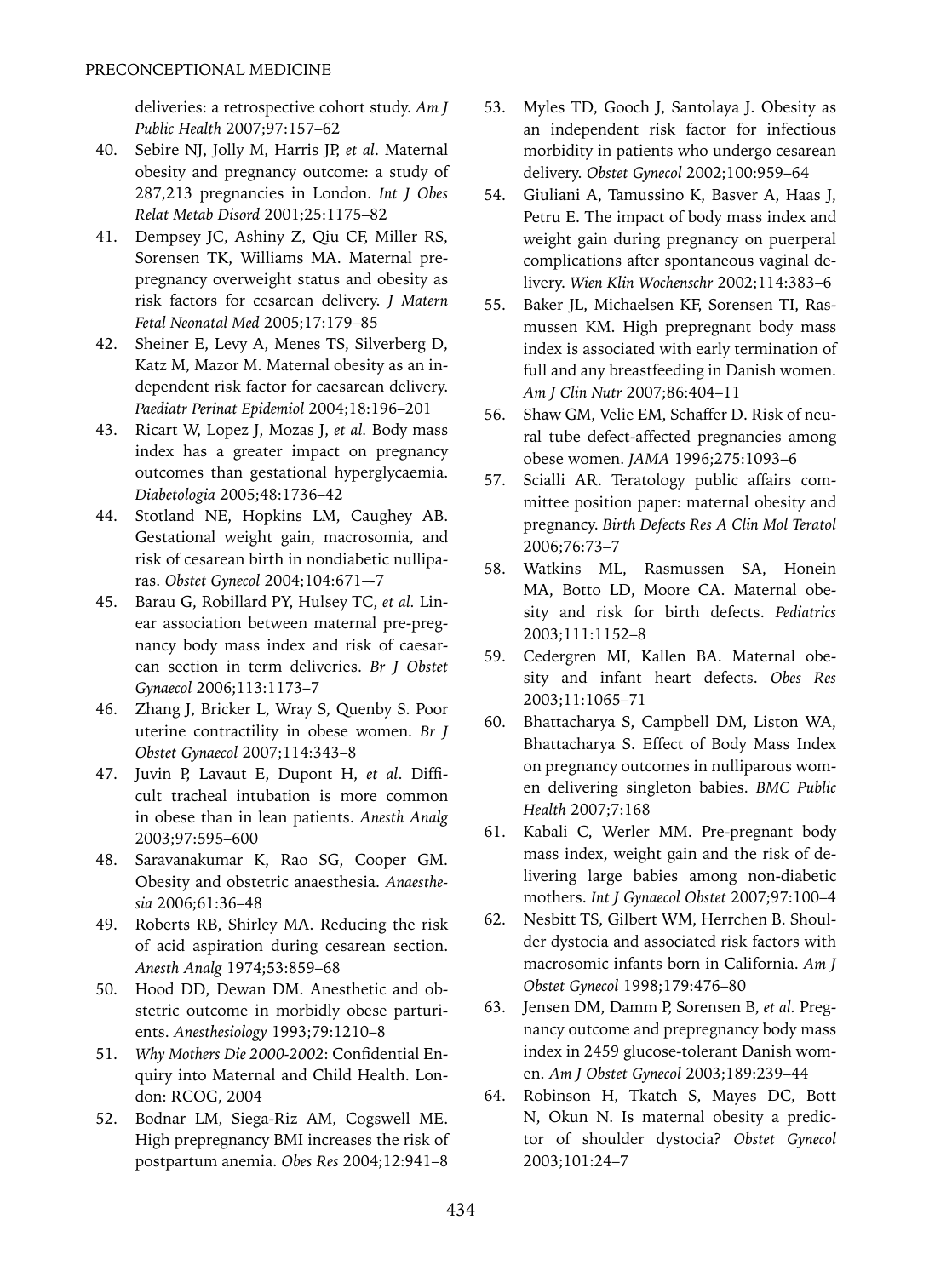deliveries: a retrospective cohort study. *Am J Public Health* 2007;97:157–62

40. Sebire NJ, Jolly M, Harris JP, *et al*. Maternal obesity and pregnancy outcome: a study of 287,213 pregnancies in London. *Int J Obes Relat Metab Disord* 2001;25:1175–82
41. Dempsey JC, Ashiny Z, Qiu CF, Miller RS, Sorensen TK, Williams MA. Maternal pre-pregnancy overweight status and obesity as risk factors for cesarean delivery. *J Matern Fetal Neonatal Med* 2005;17:179–85
42. Sheiner E, Levy A, Menes TS, Silverberg D, Katz M, Mazor M. Maternal obesity as an independent risk factor for caesarean delivery. *Paediatr Perinat Epidemiol* 2004;18:196–201
43. Ricart W, Lopez J, Mozas J, *et al.* Body mass index has a greater impact on pregnancy outcomes than gestational hyperglycaemia. *Diabetologia* 2005;48:1736–42
44. Stotland NE, Hopkins LM, Caughey AB. Gestational weight gain, macrosomia, and risk of cesarean birth in nondiabetic nulliparas. *Obstet Gynecol* 2004;104:671–-7
45. Barau G, Robillard PY, Hulsey TC, *et al.* Linear association between maternal pre-pregnancy body mass index and risk of caesarean section in term deliveries. *Br J Obstet Gynaecol* 2006;113:1173–7
46. Zhang J, Bricker L, Wray S, Quenby S. Poor uterine contractility in obese women. *Br J Obstet Gynaecol* 2007;114:343–8
47. Juvin P, Lavaut E, Dupont H, *et al*. Difficult tracheal intubation is more common in obese than in lean patients. *Anesth Analg* 2003;97:595–600
48. Saravanakumar K, Rao SG, Cooper GM. Obesity and obstetric anaesthesia. *Anaesthesia* 2006;61:36–48
49. Roberts RB, Shirley MA. Reducing the risk of acid aspiration during cesarean section. *Anesth Analg* 1974;53:859–68
50. Hood DD, Dewan DM. Anesthetic and obstetric outcome in morbidly obese parturients. *Anesthesiology* 1993;79:1210–8
51. *Why Mothers Die 2000-2002*: Confidential Enquiry into Maternal and Child Health. London: RCOG, 2004
52. Bodnar LM, Siega-Riz AM, Cogswell ME. High prepregnancy BMI increases the risk of postpartum anemia. *Obes Res* 2004;12:941–8
53. Myles TD, Gooch J, Santolaya J. Obesity as an independent risk factor for infectious morbidity in patients who undergo cesarean delivery. *Obstet Gynecol* 2002;100:959–64
54. Giuliani A, Tamussino K, Basver A, Haas J, Petru E. The impact of body mass index and weight gain during pregnancy on puerperal complications after spontaneous vaginal delivery. *Wien Klin Wochenschr* 2002;114:383–6
55. Baker JL, Michaelsen KF, Sorensen TI, Rasmussen KM. High prepregnant body mass index is associated with early termination of full and any breastfeeding in Danish women. *Am J Clin Nutr* 2007;86:404–11
56. Shaw GM, Velie EM, Schaffer D. Risk of neural tube defect-affected pregnancies among obese women. *JAMA* 1996;275:1093–6
57. Scialli AR. Teratology public affairs committee position paper: maternal obesity and pregnancy. *Birth Defects Res A Clin Mol Teratol* 2006;76:73–7
58. Watkins ML, Rasmussen SA, Honein MA, Botto LD, Moore CA. Maternal obesity and risk for birth defects. *Pediatrics* 2003;111:1152–8
59. Cedergren MI, Kallen BA. Maternal obesity and infant heart defects. *Obes Res* 2003;11:1065–71
60. Bhattacharya S, Campbell DM, Liston WA, Bhattacharya S. Effect of Body Mass Index on pregnancy outcomes in nulliparous women delivering singleton babies. *BMC Public Health* 2007;7:168
61. Kabali C, Werler MM. Pre-pregnant body mass index, weight gain and the risk of delivering large babies among non-diabetic mothers. *Int J Gynaecol Obstet* 2007;97:100–4
62. Nesbitt TS, Gilbert WM, Herrchen B. Shoulder dystocia and associated risk factors with macrosomic infants born in California. *Am J Obstet Gynecol* 1998;179:476–80
63. Jensen DM, Damm P, Sorensen B, *et al.* Pregnancy outcome and prepregnancy body mass index in 2459 glucose-tolerant Danish women. *Am J Obstet Gynecol* 2003;189:239–44
64. Robinson H, Tkatch S, Mayes DC, Bott N, Okun N. Is maternal obesity a predictor of shoulder dystocia? *Obstet Gynecol* 2003;101:24–7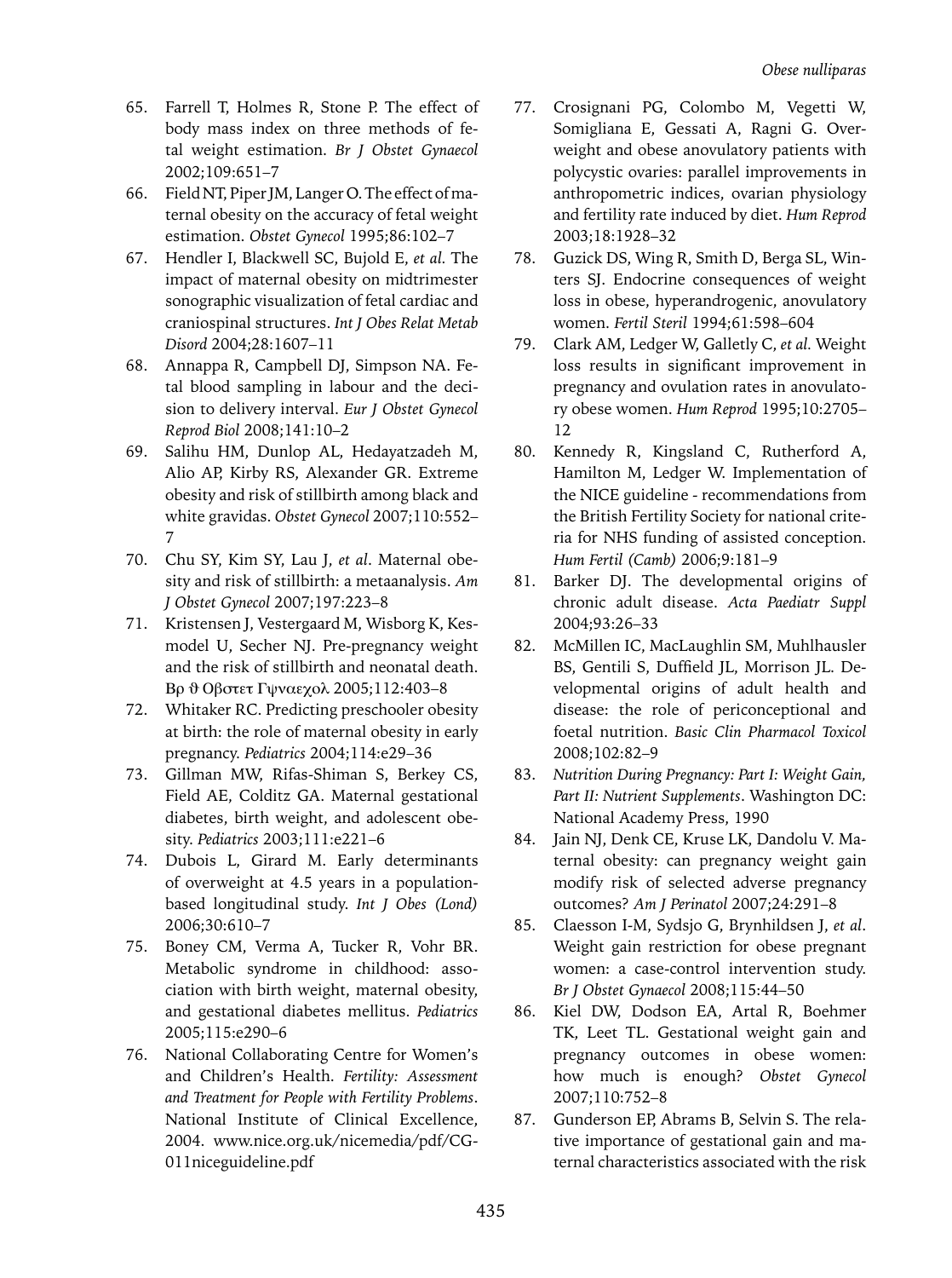65. Farrell T, Holmes R, Stone P. The effect of body mass index on three methods of fetal weight estimation. *Br J Obstet Gynaecol* 2002;109:651–7
66. Field NT, Piper JM, Langer O. The effect of maternal obesity on the accuracy of fetal weight estimation. *Obstet Gynecol* 1995;86:102–7
67. Hendler I, Blackwell SC, Bujold E, *et al.* The impact of maternal obesity on midtrimester sonographic visualization of fetal cardiac and craniospinal structures. *Int J Obes Relat Metab Disord* 2004;28:1607–11
68. Annappa R, Campbell DJ, Simpson NA. Fetal blood sampling in labour and the decision to delivery interval. *Eur J Obstet Gynecol Reprod Biol* 2008;141:10–2
69. Salihu HM, Dunlop AL, Hedayatzadeh M, Alio AP, Kirby RS, Alexander GR. Extreme obesity and risk of stillbirth among black and white gravidas. *Obstet Gynecol* 2007;110:552–7
70. Chu SY, Kim SY, Lau J, *et al*. Maternal obesity and risk of stillbirth: a metaanalysis. *Am J Obstet Gynecol* 2007;197:223–8
71. Kristensen J, Vestergaard M, Wisborg K, Kesmodel U, Secher NJ. Pre-pregnancy weight and the risk of stillbirth and neonatal death. Βρ ϑ Οβστετ Γψναεχολ 2005;112:403–8
72. Whitaker RC. Predicting preschooler obesity at birth: the role of maternal obesity in early pregnancy. *Pediatrics* 2004;114:e29–36
73. Gillman MW, Rifas-Shiman S, Berkey CS, Field AE, Colditz GA. Maternal gestational diabetes, birth weight, and adolescent obesity. *Pediatrics* 2003;111:e221–6
74. Dubois L, Girard M. Early determinants of overweight at 4.5 years in a population-based longitudinal study. *Int J Obes (Lond)* 2006;30:610–7
75. Boney CM, Verma A, Tucker R, Vohr BR. Metabolic syndrome in childhood: association with birth weight, maternal obesity, and gestational diabetes mellitus. *Pediatrics* 2005;115:e290–6
76. National Collaborating Centre for Women's and Children's Health. *Fertility: Assessment and Treatment for People with Fertility Problems*. National Institute of Clinical Excellence, 2004. www.nice.org.uk/nicemedia/pdf/CG-011niceguideline.pdf
77. Crosignani PG, Colombo M, Vegetti W, Somigliana E, Gessati A, Ragni G. Overweight and obese anovulatory patients with polycystic ovaries: parallel improvements in anthropometric indices, ovarian physiology and fertility rate induced by diet. *Hum Reprod* 2003;18:1928–32
78. Guzick DS, Wing R, Smith D, Berga SL, Winters SJ. Endocrine consequences of weight loss in obese, hyperandrogenic, anovulatory women. *Fertil Steril* 1994;61:598–604
79. Clark AM, Ledger W, Galletly C, *et al.* Weight loss results in significant improvement in pregnancy and ovulation rates in anovulatory obese women. *Hum Reprod* 1995;10:2705–12
80. Kennedy R, Kingsland C, Rutherford A, Hamilton M, Ledger W. Implementation of the NICE guideline - recommendations from the British Fertility Society for national criteria for NHS funding of assisted conception. *Hum Fertil (Camb)* 2006;9:181–9
81. Barker DJ. The developmental origins of chronic adult disease. *Acta Paediatr Suppl* 2004;93:26–33
82. McMillen IC, MacLaughlin SM, Muhlhausler BS, Gentili S, Duffield JL, Morrison JL. Developmental origins of adult health and disease: the role of periconceptional and foetal nutrition. *Basic Clin Pharmacol Toxicol* 2008;102:82–9
83. *Nutrition During Pregnancy: Part I: Weight Gain, Part II: Nutrient Supplements*. Washington DC: National Academy Press, 1990
84. Jain NJ, Denk CE, Kruse LK, Dandolu V. Maternal obesity: can pregnancy weight gain modify risk of selected adverse pregnancy outcomes? *Am J Perinatol* 2007;24:291–8
85. Claesson I-M, Sydsjo G, Brynhildsen J, *et al*. Weight gain restriction for obese pregnant women: a case-control intervention study. *Br J Obstet Gynaecol* 2008;115:44–50
86. Kiel DW, Dodson EA, Artal R, Boehmer TK, Leet TL. Gestational weight gain and pregnancy outcomes in obese women: how much is enough? *Obstet Gynecol* 2007;110:752–8
87. Gunderson EP, Abrams B, Selvin S. The relative importance of gestational gain and maternal characteristics associated with the risk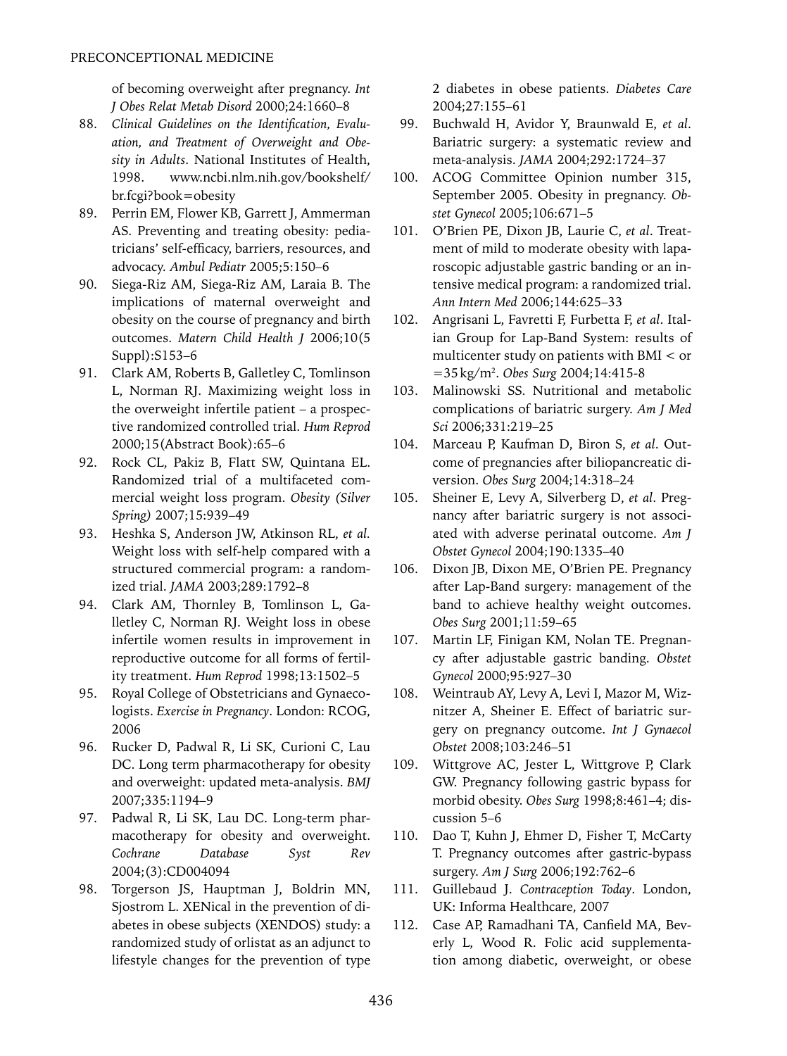of becoming overweight after pregnancy. *Int J Obes Relat Metab Disord* 2000;24:1660–8

88. *Clinical Guidelines on the Identification, Evaluation, and Treatment of Overweight and Obesity in Adults*. National Institutes of Health, 1998. www.ncbi.nlm.nih.gov/bookshelf/br.fcgi?book=obesity
89. Perrin EM, Flower KB, Garrett J, Ammerman AS. Preventing and treating obesity: pediatricians' self-efficacy, barriers, resources, and advocacy. *Ambul Pediatr* 2005;5:150–6
90. Siega-Riz AM, Siega-Riz AM, Laraia B. The implications of maternal overweight and obesity on the course of pregnancy and birth outcomes. *Matern Child Health J* 2006;10(5 Suppl):S153–6
91. Clark AM, Roberts B, Galletley C, Tomlinson L, Norman RJ. Maximizing weight loss in the overweight infertile patient – a prospective randomized controlled trial. *Hum Reprod* 2000;15(Abstract Book):65–6
92. Rock CL, Pakiz B, Flatt SW, Quintana EL. Randomized trial of a multifaceted commercial weight loss program. *Obesity (Silver Spring)* 2007;15:939–49
93. Heshka S, Anderson JW, Atkinson RL, *et al.* Weight loss with self-help compared with a structured commercial program: a randomized trial. *JAMA* 2003;289:1792–8
94. Clark AM, Thornley B, Tomlinson L, Galletley C, Norman RJ. Weight loss in obese infertile women results in improvement in reproductive outcome for all forms of fertility treatment. *Hum Reprod* 1998;13:1502–5
95. Royal College of Obstetricians and Gynaecologists. *Exercise in Pregnancy*. London: RCOG, 2006
96. Rucker D, Padwal R, Li SK, Curioni C, Lau DC. Long term pharmacotherapy for obesity and overweight: updated meta-analysis. *BMJ* 2007;335:1194–9
97. Padwal R, Li SK, Lau DC. Long-term pharmacotherapy for obesity and overweight. *Cochrane Database Syst Rev* 2004;(3):CD004094
98. Torgerson JS, Hauptman J, Boldrin MN, Sjostrom L. XENical in the prevention of diabetes in obese subjects (XENDOS) study: a randomized study of orlistat as an adjunct to lifestyle changes for the prevention of type 2 diabetes in obese patients. *Diabetes Care* 2004;27:155–61
99. Buchwald H, Avidor Y, Braunwald E, *et al*. Bariatric surgery: a systematic review and meta-analysis. *JAMA* 2004;292:1724–37
100. ACOG Committee Opinion number 315, September 2005. Obesity in pregnancy. *Obstet Gynecol* 2005;106:671–5
101. O'Brien PE, Dixon JB, Laurie C, *et al*. Treatment of mild to moderate obesity with laparoscopic adjustable gastric banding or an intensive medical program: a randomized trial. *Ann Intern Med* 2006;144:625–33
102. Angrisani L, Favretti F, Furbetta F, *et al*. Italian Group for Lap-Band System: results of multicenter study on patients with BMI < or $=35\,kg/m^2$. *Obes Surg* 2004;14:415-8
103. Malinowski SS. Nutritional and metabolic complications of bariatric surgery. *Am J Med Sci* 2006;331:219–25
104. Marceau P, Kaufman D, Biron S, *et al*. Outcome of pregnancies after biliopancreatic diversion. *Obes Surg* 2004;14:318–24
105. Sheiner E, Levy A, Silverberg D, *et al*. Pregnancy after bariatric surgery is not associated with adverse perinatal outcome. *Am J Obstet Gynecol* 2004;190:1335–40
106. Dixon JB, Dixon ME, O'Brien PE. Pregnancy after Lap-Band surgery: management of the band to achieve healthy weight outcomes. *Obes Surg* 2001;11:59–65
107. Martin LF, Finigan KM, Nolan TE. Pregnancy after adjustable gastric banding. *Obstet Gynecol* 2000;95:927–30
108. Weintraub AY, Levy A, Levi I, Mazor M, Wiznitzer A, Sheiner E. Effect of bariatric surgery on pregnancy outcome. *Int J Gynaecol Obstet* 2008;103:246–51
109. Wittgrove AC, Jester L, Wittgrove P, Clark GW. Pregnancy following gastric bypass for morbid obesity. *Obes Surg* 1998;8:461–4; discussion 5–6
110. Dao T, Kuhn J, Ehmer D, Fisher T, McCarty T. Pregnancy outcomes after gastric-bypass surgery. *Am J Surg* 2006;192:762–6
111. Guillebaud J. *Contraception Today*. London, UK: Informa Healthcare, 2007
112. Case AP, Ramadhani TA, Canfield MA, Beverly L, Wood R. Folic acid supplementation among diabetic, overweight, or obese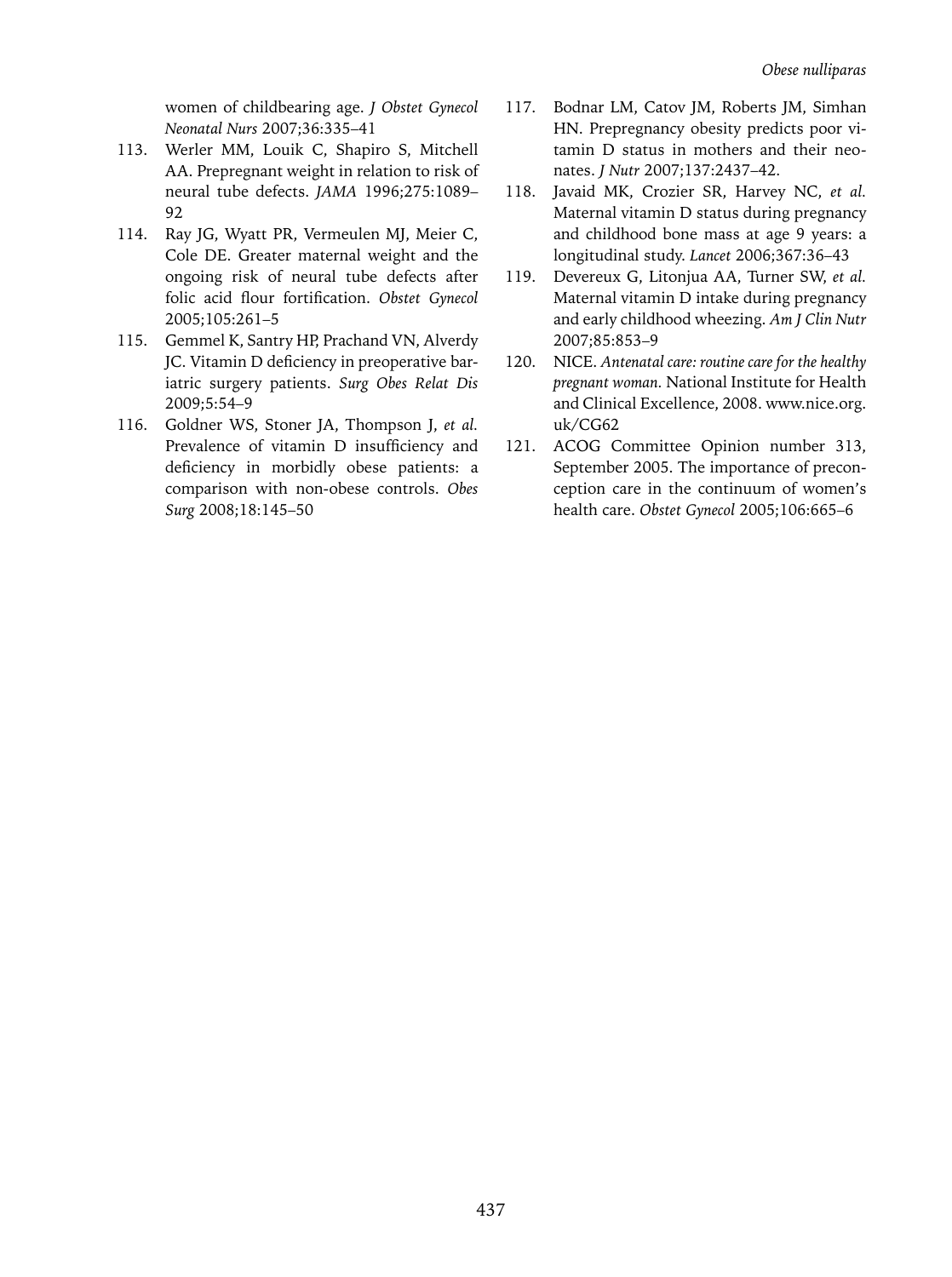women of childbearing age. *J Obstet Gynecol Neonatal Nurs* 2007;36:335–41

113. Werler MM, Louik C, Shapiro S, Mitchell AA. Prepregnant weight in relation to risk of neural tube defects. *JAMA* 1996;275:1089–92
114. Ray JG, Wyatt PR, Vermeulen MJ, Meier C, Cole DE. Greater maternal weight and the ongoing risk of neural tube defects after folic acid flour fortification. *Obstet Gynecol* 2005;105:261–5
115. Gemmel K, Santry HP, Prachand VN, Alverdy JC. Vitamin D deficiency in preoperative bariatric surgery patients. *Surg Obes Relat Dis* 2009;5:54–9
116. Goldner WS, Stoner JA, Thompson J, *et al.* Prevalence of vitamin D insufficiency and deficiency in morbidly obese patients: a comparison with non-obese controls. *Obes Surg* 2008;18:145–50
117. Bodnar LM, Catov JM, Roberts JM, Simhan HN. Prepregnancy obesity predicts poor vitamin D status in mothers and their neonates. *J Nutr* 2007;137:2437–42.
118. Javaid MK, Crozier SR, Harvey NC, *et al.* Maternal vitamin D status during pregnancy and childhood bone mass at age 9 years: a longitudinal study. *Lancet* 2006;367:36–43
119. Devereux G, Litonjua AA, Turner SW, *et al.* Maternal vitamin D intake during pregnancy and early childhood wheezing. *Am J Clin Nutr* 2007;85:853–9
120. NICE. *Antenatal care: routine care for the healthy pregnant woman*. National Institute for Health and Clinical Excellence, 2008. www.nice.org.uk/CG62
121. ACOG Committee Opinion number 313, September 2005. The importance of preconception care in the continuum of women's health care. *Obstet Gynecol* 2005;106:665–6